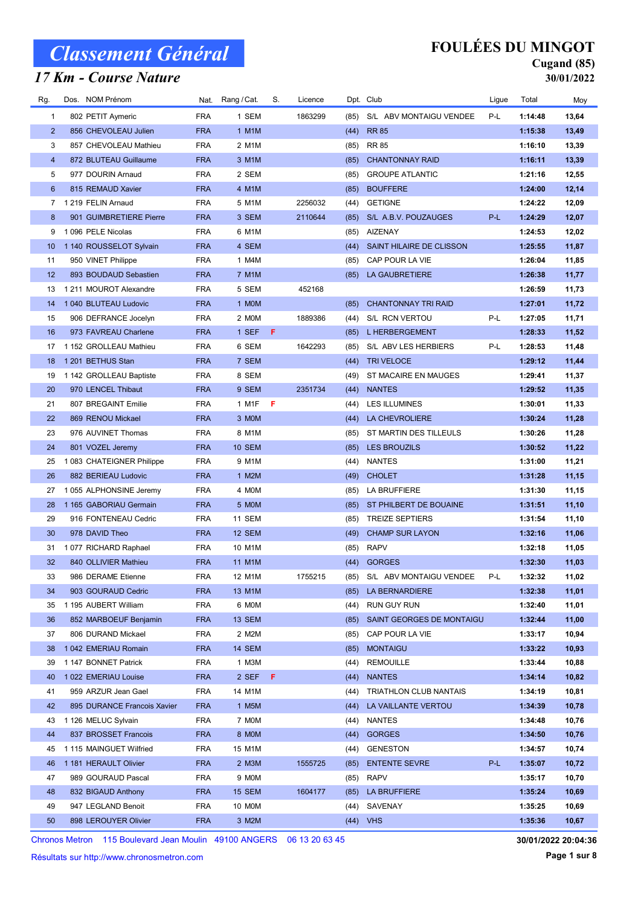# Classement Général

## 17 Km - Course Nature

# FOULÉES DU MINGOT

**Cugand (85)**

**30/01/2022**

| Rg. | Dos. | NOM Prénom | Nat. | Rang / Cat. | S. | Licence | Dpt. | Club | Ligue | Total | Moy |
|---|---|---|---|---|---|---|---|---|---|---|---|
| 1 | 802 | PETIT Aymeric | FRA | 1 SEM | | 1863299 | (85) | S/L ABV MONTAIGU VENDEE | P-L | 1:14:48 | 13,64 |
| 2 | 856 | CHEVOLEAU Julien | FRA | 1 M1M | | | (44) | RR 85 | | 1:15:38 | 13,49 |
| 3 | 857 | CHEVOLEAU Mathieu | FRA | 2 M1M | | | (85) | RR 85 | | 1:16:10 | 13,39 |
| 4 | 872 | BLUTEAU Guillaume | FRA | 3 M1M | | | (85) | CHANTONNAY RAID | | 1:16:11 | 13,39 |
| 5 | 977 | DOURIN Arnaud | FRA | 2 SEM | | | (85) | GROUPE ATLANTIC | | 1:21:16 | 12,55 |
| 6 | 815 | REMAUD Xavier | FRA | 4 M1M | | | (85) | BOUFFERE | | 1:24:00 | 12,14 |
| 7 | 1 219 | FELIN Arnaud | FRA | 5 M1M | | 2256032 | (44) | GETIGNE | | 1:24:22 | 12,09 |
| 8 | 901 | GUIMBRETIERE Pierre | FRA | 3 SEM | | 2110644 | (85) | S/L A.B.V. POUZAUGES | P-L | 1:24:29 | 12,07 |
| 9 | 1 096 | PELE Nicolas | FRA | 6 M1M | | | (85) | AIZENAY | | 1:24:53 | 12,02 |
| 10 | 1 140 | ROUSSELOT Sylvain | FRA | 4 SEM | | | (44) | SAINT HILAIRE DE CLISSON | | 1:25:55 | 11,87 |
| 11 | 950 | VINET Philippe | FRA | 1 M4M | | | (85) | CAP POUR LA VIE | | 1:26:04 | 11,85 |
| 12 | 893 | BOUDAUD Sebastien | FRA | 7 M1M | | | (85) | LA GAUBRETIERE | | 1:26:38 | 11,77 |
| 13 | 1 211 | MOUROT Alexandre | FRA | 5 SEM | | 452168 | | | | 1:26:59 | 11,73 |
| 14 | 1 040 | BLUTEAU Ludovic | FRA | 1 M0M | | | (85) | CHANTONNAY TRI RAID | | 1:27:01 | 11,72 |
| 15 | 906 | DEFRANCE Jocelyn | FRA | 2 M0M | | 1889386 | (44) | S/L RCN VERTOU | P-L | 1:27:05 | 11,71 |
| 16 | 973 | FAVREAU Charlene | FRA | 1 SEF | F | | (85) | L HERBERGEMENT | | 1:28:33 | 11,52 |
| 17 | 1 152 | GROLLEAU Mathieu | FRA | 6 SEM | | 1642293 | (85) | S/L ABV LES HERBIERS | P-L | 1:28:53 | 11,48 |
| 18 | 1 201 | BETHUS Stan | FRA | 7 SEM | | | (44) | TRI VELOCE | | 1:29:12 | 11,44 |
| 19 | 1 142 | GROLLEAU Baptiste | FRA | 8 SEM | | | (49) | ST MACAIRE EN MAUGES | | 1:29:41 | 11,37 |
| 20 | 970 | LENCEL Thibaut | FRA | 9 SEM | | 2351734 | (44) | NANTES | | 1:29:52 | 11,35 |
| 21 | 807 | BREGAINT Emilie | FRA | 1 M1F | F | | (44) | LES ILLUMINES | | 1:30:01 | 11,33 |
| 22 | 869 | RENOU Mickael | FRA | 3 M0M | | | (44) | LA CHEVROLIERE | | 1:30:24 | 11,28 |
| 23 | 976 | AUVINET Thomas | FRA | 8 M1M | | | (85) | ST MARTIN DES TILLEULS | | 1:30:26 | 11,28 |
| 24 | 801 | VOZEL Jeremy | FRA | 10 SEM | | | (85) | LES BROUZILS | | 1:30:52 | 11,22 |
| 25 | 1 083 | CHATEIGNER Philippe | FRA | 9 M1M | | | (44) | NANTES | | 1:31:00 | 11,21 |
| 26 | 882 | BERIEAU Ludovic | FRA | 1 M2M | | | (49) | CHOLET | | 1:31:28 | 11,15 |
| 27 | 1 055 | ALPHONSINE Jeremy | FRA | 4 M0M | | | (85) | LA BRUFFIERE | | 1:31:30 | 11,15 |
| 28 | 1 165 | GABORIAU Germain | FRA | 5 M0M | | | (85) | ST PHILBERT DE BOUAINE | | 1:31:51 | 11,10 |
| 29 | 916 | FONTENEAU Cedric | FRA | 11 SEM | | | (85) | TREIZE SEPTIERS | | 1:31:54 | 11,10 |
| 30 | 978 | DAVID Theo | FRA | 12 SEM | | | (49) | CHAMP SUR LAYON | | 1:32:16 | 11,06 |
| 31 | 1 077 | RICHARD Raphael | FRA | 10 M1M | | | (85) | RAPV | | 1:32:18 | 11,05 |
| 32 | 840 | OLLIVIER Mathieu | FRA | 11 M1M | | | (44) | GORGES | | 1:32:30 | 11,03 |
| 33 | 986 | DERAME Etienne | FRA | 12 M1M | | 1755215 | (85) | S/L ABV MONTAIGU VENDEE | P-L | 1:32:32 | 11,02 |
| 34 | 903 | GOURAUD Cedric | FRA | 13 M1M | | | (85) | LA BERNARDIERE | | 1:32:38 | 11,01 |
| 35 | 1 195 | AUBERT William | FRA | 6 M0M | | | (44) | RUN GUY RUN | | 1:32:40 | 11,01 |
| 36 | 852 | MARBOEUF Benjamin | FRA | 13 SEM | | | (85) | SAINT GEORGES DE MONTAIGU | | 1:32:44 | 11,00 |
| 37 | 806 | DURAND Mickael | FRA | 2 M2M | | | (85) | CAP POUR LA VIE | | 1:33:17 | 10,94 |
| 38 | 1 042 | EMERIAU Romain | FRA | 14 SEM | | | (85) | MONTAIGU | | 1:33:22 | 10,93 |
| 39 | 1 147 | BONNET Patrick | FRA | 1 M3M | | | (44) | REMOUILLE | | 1:33:44 | 10,88 |
| 40 | 1 022 | EMERIAU Louise | FRA | 2 SEF | F | | (44) | NANTES | | 1:34:14 | 10,82 |
| 41 | 959 | ARZUR Jean Gael | FRA | 14 M1M | | | (44) | TRIATHLON CLUB NANTAIS | | 1:34:19 | 10,81 |
| 42 | 895 | DURANCE Francois Xavier | FRA | 1 M5M | | | (44) | LA VAILLANTE VERTOU | | 1:34:39 | 10,78 |
| 43 | 1 126 | MELUC Sylvain | FRA | 7 M0M | | | (44) | NANTES | | 1:34:48 | 10,76 |
| 44 | 837 | BROSSET Francois | FRA | 8 M0M | | | (44) | GORGES | | 1:34:50 | 10,76 |
| 45 | 1 115 | MAINGUET Wilfried | FRA | 15 M1M | | | (44) | GENESTON | | 1:34:57 | 10,74 |
| 46 | 1 181 | HERAULT Olivier | FRA | 2 M3M | | 1555725 | (85) | ENTENTE SEVRE | P-L | 1:35:07 | 10,72 |
| 47 | 989 | GOURAUD Pascal | FRA | 9 M0M | | | (85) | RAPV | | 1:35:17 | 10,70 |
| 48 | 832 | BIGAUD Anthony | FRA | 15 SEM | | 1604177 | (85) | LA BRUFFIERE | | 1:35:24 | 10,69 |
| 49 | 947 | LEGLAND Benoit | FRA | 10 M0M | | | (44) | SAVENAY | | 1:35:25 | 10,69 |
| 50 | 898 | LEROUYER Olivier | FRA | 3 M2M | | | (44) | VHS | | 1:35:36 | 10,67 |

Chronos Metron 115 Boulevard Jean Moulin 49100 ANGERS 06 13 20 63 45

Résultats sur http://www.chronosmetron.com

30/01/2022 20:04:36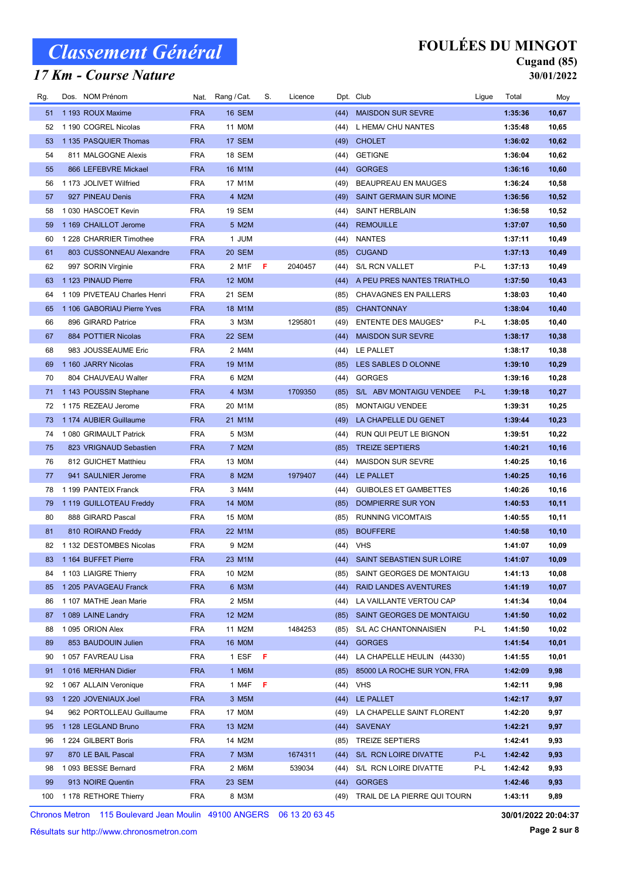# Classement Général

## 17 Km - Course Nature

# FOULÉES DU MINGOT

**Cugand (85)**

**30/01/2022**

| Rg. | Dos. | NOM Prénom | Nat. | Rang / Cat. | S. | Licence | Dpt. | Club | Ligue | Total | Moy |
|---|---|---|---|---|---|---|---|---|---|---|---|
| 51 | 1 193 | ROUX Maxime | FRA | 16 SEM | | | (44) | MAISDON SUR SEVRE | | **1:35:36** | **10,67** |
| 52 | 1 190 | COGREL Nicolas | FRA | 11 M0M | | | (44) | L HEMA/ CHU NANTES | | **1:35:48** | **10,65** |
| 53 | 1 135 | PASQUIER Thomas | FRA | 17 SEM | | | (49) | CHOLET | | **1:36:02** | **10,62** |
| 54 | 811 | MALGOGNE Alexis | FRA | 18 SEM | | | (44) | GETIGNE | | **1:36:04** | **10,62** |
| 55 | 866 | LEFEBVRE Mickael | FRA | 16 M1M | | | (44) | GORGES | | **1:36:16** | **10,60** |
| 56 | 1 173 | JOLIVET Wilfried | FRA | 17 M1M | | | (49) | BEAUPREAU EN MAUGES | | **1:36:24** | **10,58** |
| 57 | 927 | PINEAU Denis | FRA | 4 M2M | | | (49) | SAINT GERMAIN SUR MOINE | | **1:36:56** | **10,52** |
| 58 | 1 030 | HASCOET Kevin | FRA | 19 SEM | | | (44) | SAINT HERBLAIN | | **1:36:58** | **10,52** |
| 59 | 1 169 | CHAILLOT Jerome | FRA | 5 M2M | | | (44) | REMOUILLE | | **1:37:07** | **10,50** |
| 60 | 1 228 | CHARRIER Timothee | FRA | 1 JUM | | | (44) | NANTES | | **1:37:11** | **10,49** |
| 61 | 803 | CUSSONNEAU Alexandre | FRA | 20 SEM | | | (85) | CUGAND | | **1:37:13** | **10,49** |
| 62 | 997 | SORIN Virginie | FRA | 2 M1F | F | 2040457 | (44) | S/L RCN VALLET | P-L | **1:37:13** | **10,49** |
| 63 | 1 123 | PINAUD Pierre | FRA | 12 M0M | | | (44) | A PEU PRES NANTES TRIATHLO | | **1:37:50** | **10,43** |
| 64 | 1 109 | PIVETEAU Charles Henri | FRA | 21 SEM | | | (85) | CHAVAGNES EN PAILLERS | | **1:38:03** | **10,40** |
| 65 | 1 106 | GABORIAU Pierre Yves | FRA | 18 M1M | | | (85) | CHANTONNAY | | **1:38:04** | **10,40** |
| 66 | 896 | GIRARD Patrice | FRA | 3 M3M | | 1295801 | (49) | ENTENTE DES MAUGES* | P-L | **1:38:05** | **10,40** |
| 67 | 884 | POTTIER Nicolas | FRA | 22 SEM | | | (44) | MAISDON SUR SEVRE | | **1:38:17** | **10,38** |
| 68 | 983 | JOUSSEAUME Eric | FRA | 2 M4M | | | (44) | LE PALLET | | **1:38:17** | **10,38** |
| 69 | 1 160 | JARRY Nicolas | FRA | 19 M1M | | | (85) | LES SABLES D OLONNE | | **1:39:10** | **10,29** |
| 70 | 804 | CHAUVEAU Walter | FRA | 6 M2M | | | (44) | GORGES | | **1:39:16** | **10,28** |
| 71 | 1 143 | POUSSIN Stephane | FRA | 4 M3M | | 1709350 | (85) | S/L ABV MONTAIGU VENDEE | P-L | **1:39:18** | **10,27** |
| 72 | 1 175 | REZEAU Jerome | FRA | 20 M1M | | | (85) | MONTAIGU VENDEE | | **1:39:31** | **10,25** |
| 73 | 1 174 | AUBIER Guillaume | FRA | 21 M1M | | | (49) | LA CHAPELLE DU GENET | | **1:39:44** | **10,23** |
| 74 | 1 080 | GRIMAULT Patrick | FRA | 5 M3M | | | (44) | RUN QUI PEUT LE BIGNON | | **1:39:51** | **10,22** |
| 75 | 823 | VRIGNAUD Sebastien | FRA | 7 M2M | | | (85) | TREIZE SEPTIERS | | **1:40:21** | **10,16** |
| 76 | 812 | GUICHET Matthieu | FRA | 13 M0M | | | (44) | MAISDON SUR SEVRE | | **1:40:25** | **10,16** |
| 77 | 941 | SAULNIER Jerome | FRA | 8 M2M | | 1979407 | (44) | LE PALLET | | **1:40:25** | **10,16** |
| 78 | 1 199 | PANTEIX Franck | FRA | 3 M4M | | | (44) | GUIBOLES ET GAMBETTES | | **1:40:26** | **10,16** |
| 79 | 1 119 | GUILLOTEAU Freddy | FRA | 14 M0M | | | (85) | DOMPIERRE SUR YON | | **1:40:53** | **10,11** |
| 80 | 888 | GIRARD Pascal | FRA | 15 M0M | | | (85) | RUNNING VICOMTAIS | | **1:40:55** | **10,11** |
| 81 | 810 | ROIRAND Freddy | FRA | 22 M1M | | | (85) | BOUFFERE | | **1:40:58** | **10,10** |
| 82 | 1 132 | DESTOMBES Nicolas | FRA | 9 M2M | | | (44) | VHS | | **1:41:07** | **10,09** |
| 83 | 1 164 | BUFFET Pierre | FRA | 23 M1M | | | (44) | SAINT SEBASTIEN SUR LOIRE | | **1:41:07** | **10,09** |
| 84 | 1 103 | LIAIGRE Thierry | FRA | 10 M2M | | | (85) | SAINT GEORGES DE MONTAIGU | | **1:41:13** | **10,08** |
| 85 | 1 205 | PAVAGEAU Franck | FRA | 6 M3M | | | (44) | RAID LANDES AVENTURES | | **1:41:19** | **10,07** |
| 86 | 1 107 | MATHE Jean Marie | FRA | 2 M5M | | | (44) | LA VAILLANTE VERTOU CAP | | **1:41:34** | **10,04** |
| 87 | 1 089 | LAINE Landry | FRA | 12 M2M | | | (85) | SAINT GEORGES DE MONTAIGU | | **1:41:50** | **10,02** |
| 88 | 1 095 | ORION Alex | FRA | 11 M2M | | 1484253 | (85) | S/L AC CHANTONNAISIEN | P-L | **1:41:50** | **10,02** |
| 89 | 853 | BAUDOUIN Julien | FRA | 16 M0M | | | (44) | GORGES | | **1:41:54** | **10,01** |
| 90 | 1 057 | FAVREAU Lisa | FRA | 1 ESF | F | | (44) | LA CHAPELLE HEULIN (44330) | | **1:41:55** | **10,01** |
| 91 | 1 016 | MERHAN Didier | FRA | 1 M6M | | | (85) | 85000 LA ROCHE SUR YON, FRA | | **1:42:09** | **9,98** |
| 92 | 1 067 | ALLAIN Veronique | FRA | 1 M4F | F | | (44) | VHS | | **1:42:11** | **9,98** |
| 93 | 1 220 | JOVENIAUX Joel | FRA | 3 M5M | | | (44) | LE PALLET | | **1:42:17** | **9,97** |
| 94 | 962 | PORTOLLEAU Guillaume | FRA | 17 M0M | | | (49) | LA CHAPELLE SAINT FLORENT | | **1:42:20** | **9,97** |
| 95 | 1 128 | LEGLAND Bruno | FRA | 13 M2M | | | (44) | SAVENAY | | **1:42:21** | **9,97** |
| 96 | 1 224 | GILBERT Boris | FRA | 14 M2M | | | (85) | TREIZE SEPTIERS | | **1:42:41** | **9,93** |
| 97 | 870 | LE BAIL Pascal | FRA | 7 M3M | | 1674311 | (44) | S/L RCN LOIRE DIVATTE | P-L | **1:42:42** | **9,93** |
| 98 | 1 093 | BESSE Bernard | FRA | 2 M6M | | 539034 | (44) | S/L RCN LOIRE DIVATTE | P-L | **1:42:42** | **9,93** |
| 99 | 913 | NOIRE Quentin | FRA | 23 SEM | | | (44) | GORGES | | **1:42:46** | **9,93** |
| 100 | 1 178 | RETHORE Thierry | FRA | 8 M3M | | | (49) | TRAIL DE LA PIERRE QUI TOURN | | **1:43:11** | **9,89** |

Chronos Metron 115 Boulevard Jean Moulin 49100 ANGERS 06 13 20 63 45

**30/01/2022 20:04:37**

Résultats sur http://www.chronosmetron.com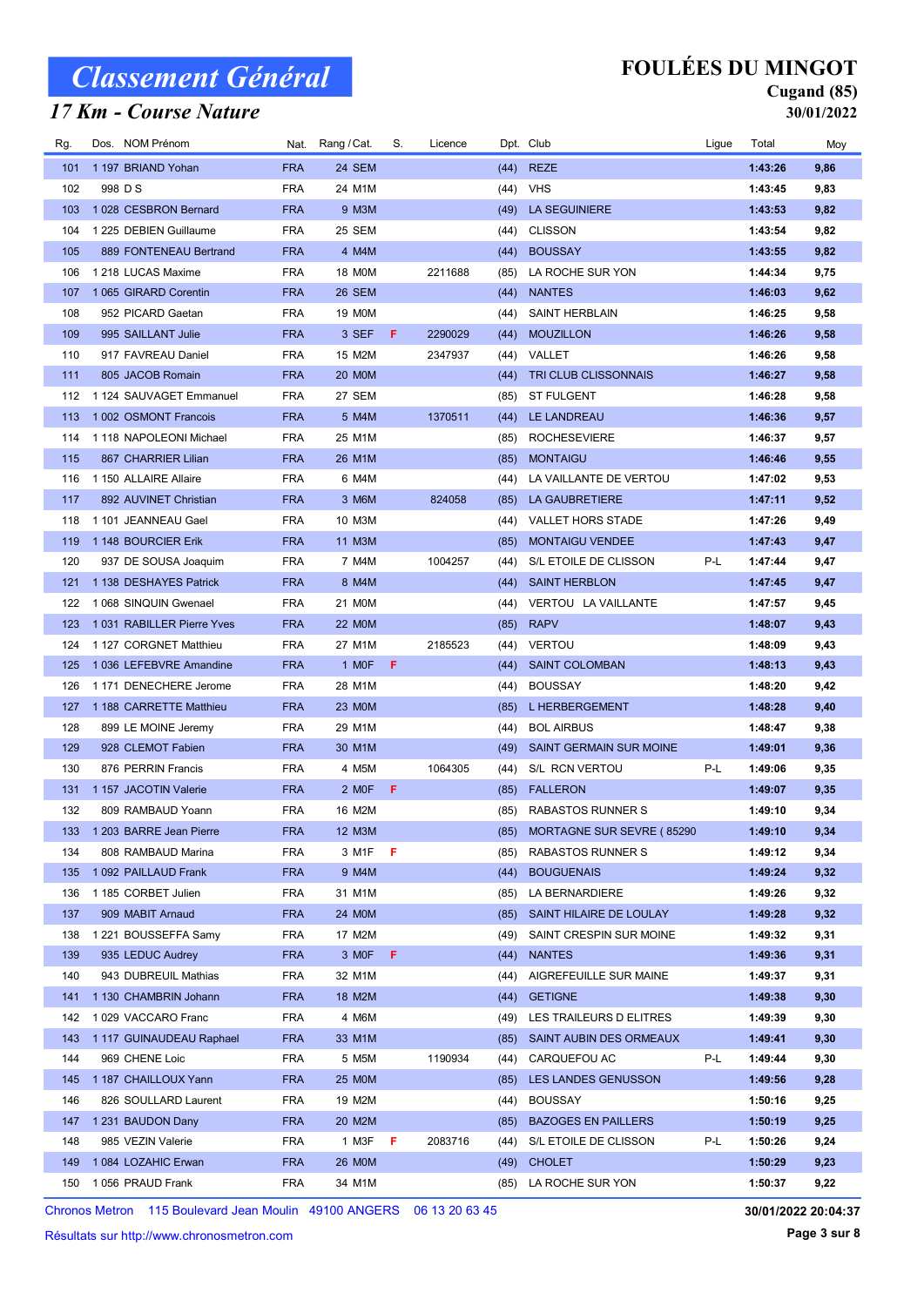# Classement Général

## 17 Km - Course Nature

## FOULÉES DU MINGOT

**Cugand (85)**

**30/01/2022**

| Rg. | Dos. | NOM Prénom | Nat. | Rang / Cat. | S. | Licence | Dpt. | Club | Ligue | Total | Moy |
|---|---|---|---|---|---|---|---|---|---|---|---|
| 101 | 1 197 | BRIAND Yohan | FRA | 24 SEM | | | (44) | REZE | | 1:43:26 | 9,86 |
| 102 | 998 | D S | FRA | 24 M1M | | | (44) | VHS | | 1:43:45 | 9,83 |
| 103 | 1 028 | CESBRON Bernard | FRA | 9 M3M | | | (49) | LA SEGUINIERE | | 1:43:53 | 9,82 |
| 104 | 1 225 | DEBIEN Guillaume | FRA | 25 SEM | | | (44) | CLISSON | | 1:43:54 | 9,82 |
| 105 | 889 | FONTENEAU Bertrand | FRA | 4 M4M | | | (44) | BOUSSAY | | 1:43:55 | 9,82 |
| 106 | 1 218 | LUCAS Maxime | FRA | 18 M0M | | 2211688 | (85) | LA ROCHE SUR YON | | 1:44:34 | 9,75 |
| 107 | 1 065 | GIRARD Corentin | FRA | 26 SEM | | | (44) | NANTES | | 1:46:03 | 9,62 |
| 108 | 952 | PICARD Gaetan | FRA | 19 M0M | | | (44) | SAINT HERBLAIN | | 1:46:25 | 9,58 |
| 109 | 995 | SAILLANT Julie | FRA | 3 SEF | F | 2290029 | (44) | MOUZILLON | | 1:46:26 | 9,58 |
| 110 | 917 | FAVREAU Daniel | FRA | 15 M2M | | 2347937 | (44) | VALLET | | 1:46:26 | 9,58 |
| 111 | 805 | JACOB Romain | FRA | 20 M0M | | | (44) | TRI CLUB CLISSONNAIS | | 1:46:27 | 9,58 |
| 112 | 1 124 | SAUVAGET Emmanuel | FRA | 27 SEM | | | (85) | ST FULGENT | | 1:46:28 | 9,58 |
| 113 | 1 002 | OSMONT Francois | FRA | 5 M4M | | 1370511 | (44) | LE LANDREAU | | 1:46:36 | 9,57 |
| 114 | 1 118 | NAPOLEONI Michael | FRA | 25 M1M | | | (85) | ROCHESEVIERE | | 1:46:37 | 9,57 |
| 115 | 867 | CHARRIER Lilian | FRA | 26 M1M | | | (85) | MONTAIGU | | 1:46:46 | 9,55 |
| 116 | 1 150 | ALLAIRE Allaire | FRA | 6 M4M | | | (44) | LA VAILLANTE DE VERTOU | | 1:47:02 | 9,53 |
| 117 | 892 | AUVINET Christian | FRA | 3 M6M | | 824058 | (85) | LA GAUBRETIERE | | 1:47:11 | 9,52 |
| 118 | 1 101 | JEANNEAU Gael | FRA | 10 M3M | | | (44) | VALLET HORS STADE | | 1:47:26 | 9,49 |
| 119 | 1 148 | BOURCIER Erik | FRA | 11 M3M | | | (85) | MONTAIGU VENDEE | | 1:47:43 | 9,47 |
| 120 | 937 | DE SOUSA Joaquim | FRA | 7 M4M | | 1004257 | (44) | S/L ETOILE DE CLISSON | P-L | 1:47:44 | 9,47 |
| 121 | 1 138 | DESHAYES Patrick | FRA | 8 M4M | | | (44) | SAINT HERBLON | | 1:47:45 | 9,47 |
| 122 | 1 068 | SINQUIN Gwenael | FRA | 21 M0M | | | (44) | VERTOU LA VAILLANTE | | 1:47:57 | 9,45 |
| 123 | 1 031 | RABILLER Pierre Yves | FRA | 22 M0M | | | (85) | RAPV | | 1:48:07 | 9,43 |
| 124 | 1 127 | CORGNET Matthieu | FRA | 27 M1M | | 2185523 | (44) | VERTOU | | 1:48:09 | 9,43 |
| 125 | 1 036 | LEFEBVRE Amandine | FRA | 1 M0F | F | | (44) | SAINT COLOMBAN | | 1:48:13 | 9,43 |
| 126 | 1 171 | DENECHERE Jerome | FRA | 28 M1M | | | (44) | BOUSSAY | | 1:48:20 | 9,42 |
| 127 | 1 188 | CARRETTE Matthieu | FRA | 23 M0M | | | (85) | L HERBERGEMENT | | 1:48:28 | 9,40 |
| 128 | 899 | LE MOINE Jeremy | FRA | 29 M1M | | | (44) | BOL AIRBUS | | 1:48:47 | 9,38 |
| 129 | 928 | CLEMOT Fabien | FRA | 30 M1M | | | (49) | SAINT GERMAIN SUR MOINE | | 1:49:01 | 9,36 |
| 130 | 876 | PERRIN Francis | FRA | 4 M5M | | 1064305 | (44) | S/L RCN VERTOU | P-L | 1:49:06 | 9,35 |
| 131 | 1 157 | JACOTIN Valerie | FRA | 2 M0F | F | | (85) | FALLERON | | 1:49:07 | 9,35 |
| 132 | 809 | RAMBAUD Yoann | FRA | 16 M2M | | | (85) | RABASTOS RUNNER S | | 1:49:10 | 9,34 |
| 133 | 1 203 | BARRE Jean Pierre | FRA | 12 M3M | | | (85) | MORTAGNE SUR SEVRE ( 85290 | | 1:49:10 | 9,34 |
| 134 | 808 | RAMBAUD Marina | FRA | 3 M1F | F | | (85) | RABASTOS RUNNER S | | 1:49:12 | 9,34 |
| 135 | 1 092 | PAILLAUD Frank | FRA | 9 M4M | | | (44) | BOUGUENAIS | | 1:49:24 | 9,32 |
| 136 | 1 185 | CORBET Julien | FRA | 31 M1M | | | (85) | LA BERNARDIERE | | 1:49:26 | 9,32 |
| 137 | 909 | MABIT Arnaud | FRA | 24 M0M | | | (85) | SAINT HILAIRE DE LOULAY | | 1:49:28 | 9,32 |
| 138 | 1 221 | BOUSSEFFA Samy | FRA | 17 M2M | | | (49) | SAINT CRESPIN SUR MOINE | | 1:49:32 | 9,31 |
| 139 | 935 | LEDUC Audrey | FRA | 3 M0F | F | | (44) | NANTES | | 1:49:36 | 9,31 |
| 140 | 943 | DUBREUIL Mathias | FRA | 32 M1M | | | (44) | AIGREFEUILLE SUR MAINE | | 1:49:37 | 9,31 |
| 141 | 1 130 | CHAMBRIN Johann | FRA | 18 M2M | | | (44) | GETIGNE | | 1:49:38 | 9,30 |
| 142 | 1 029 | VACCARO Franc | FRA | 4 M6M | | | (49) | LES TRAILEURS D ELITRES | | 1:49:39 | 9,30 |
| 143 | 1 117 | GUINAUDEAU Raphael | FRA | 33 M1M | | | (85) | SAINT AUBIN DES ORMEAUX | | 1:49:41 | 9,30 |
| 144 | 969 | CHENE Loic | FRA | 5 M5M | | 1190934 | (44) | CARQUEFOU AC | P-L | 1:49:44 | 9,30 |
| 145 | 1 187 | CHAILLOUX Yann | FRA | 25 M0M | | | (85) | LES LANDES GENUSSON | | 1:49:56 | 9,28 |
| 146 | 826 | SOULLARD Laurent | FRA | 19 M2M | | | (44) | BOUSSAY | | 1:50:16 | 9,25 |
| 147 | 1 231 | BAUDON Dany | FRA | 20 M2M | | | (85) | BAZOGES EN PAILLERS | | 1:50:19 | 9,25 |
| 148 | 985 | VEZIN Valerie | FRA | 1 M3F | F | 2083716 | (44) | S/L ETOILE DE CLISSON | P-L | 1:50:26 | 9,24 |
| 149 | 1 084 | LOZAHIC Erwan | FRA | 26 M0M | | | (49) | CHOLET | | 1:50:29 | 9,23 |
| 150 | 1 056 | PRAUD Frank | FRA | 34 M1M | | | (85) | LA ROCHE SUR YON | | 1:50:37 | 9,22 |

Chronos Metron 115 Boulevard Jean Moulin 49100 ANGERS 06 13 20 63 45

Résultats sur http://www.chronosmetron.com

30/01/2022 20:04:37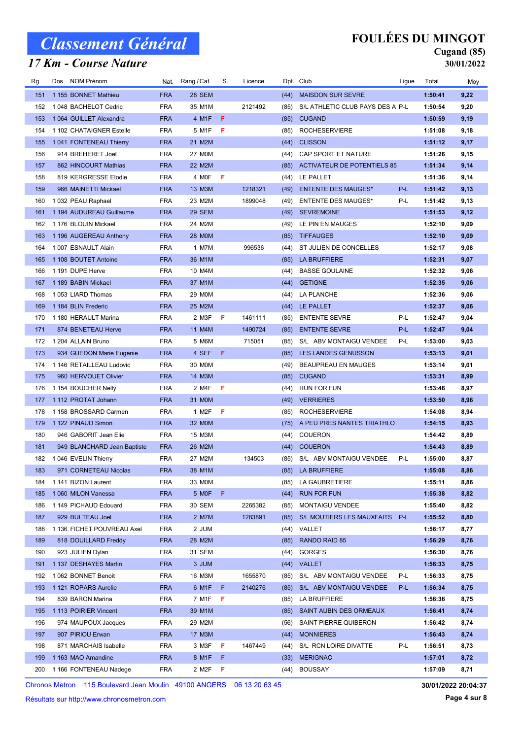# Classement Général

## 17 Km - Course Nature

# FOULÉES DU MINGOT

**Cugand (85)**

**30/01/2022**

| Rg. | Dos. | NOM Prénom | Nat. | Rang / Cat. | S. | Licence | Dpt. | Club | Ligue | Total | Moy |
|---|---|---|---|---|---|---|---|---|---|---|---|
| 151 | 1 155 | BONNET Mathieu | FRA | 28 SEM | | | (44) | MAISDON SUR SEVRE | | 1:50:41 | 9,22 |
| 152 | 1 048 | BACHELOT Cedric | FRA | 35 M1M | | 2121492 | (85) | S/L ATHLETIC CLUB PAYS DES A | P-L | 1:50:54 | 9,20 |
| 153 | 1 064 | GUILLET Alexandra | FRA | 4 M1F | F | | (85) | CUGAND | | 1:50:59 | 9,19 |
| 154 | 1 102 | CHATAIGNER Estelle | FRA | 5 M1F | F | | (85) | ROCHESERVIERE | | 1:51:08 | 9,18 |
| 155 | 1 041 | FONTENEAU Thierry | FRA | 21 M2M | | | (44) | CLISSON | | 1:51:12 | 9,17 |
| 156 | 914 | BREHERET Joel | FRA | 27 M0M | | | (44) | CAP SPORT ET NATURE | | 1:51:26 | 9,15 |
| 157 | 862 | HINCOURT Mathias | FRA | 22 M2M | | | (85) | ACTIVATEUR DE POTENTIELS 85 | | 1:51:34 | 9,14 |
| 158 | 819 | KERGRESSE Elodie | FRA | 4 M0F | F | | (44) | LE PALLET | | 1:51:36 | 9,14 |
| 159 | 966 | MAINETTI Mickael | FRA | 13 M3M | | 1218321 | (49) | ENTENTE DES MAUGES* | P-L | 1:51:42 | 9,13 |
| 160 | 1 032 | PEAU Raphael | FRA | 23 M2M | | 1899048 | (49) | ENTENTE DES MAUGES* | P-L | 1:51:42 | 9,13 |
| 161 | 1 194 | AUDUREAU Guillaume | FRA | 29 SEM | | | (49) | SEVREMOINE | | 1:51:53 | 9,12 |
| 162 | 1 176 | BLOUIN Mickael | FRA | 24 M2M | | | (49) | LE PIN EN MAUGES | | 1:52:10 | 9,09 |
| 163 | 1 196 | AUGEREAU Anthony | FRA | 28 M0M | | | (85) | TIFFAUGES | | 1:52:10 | 9,09 |
| 164 | 1 007 | ESNAULT Alain | FRA | 1 M7M | | 996536 | (44) | ST JULIEN DE CONCELLES | | 1:52:17 | 9,08 |
| 165 | 1 108 | BOUTET Antoine | FRA | 36 M1M | | | (85) | LA BRUFFIERE | | 1:52:31 | 9,07 |
| 166 | 1 191 | DUPE Herve | FRA | 10 M4M | | | (44) | BASSE GOULAINE | | 1:52:32 | 9,06 |
| 167 | 1 189 | BABIN Mickael | FRA | 37 M1M | | | (44) | GETIGNE | | 1:52:35 | 9,06 |
| 168 | 1 053 | LIARD Thomas | FRA | 29 M0M | | | (44) | LA PLANCHE | | 1:52:36 | 9,06 |
| 169 | 1 184 | BLIN Frederic | FRA | 25 M2M | | | (44) | LE PALLET | | 1:52:37 | 9,06 |
| 170 | 1 180 | HERAULT Marina | FRA | 2 M3F | F | 1461111 | (85) | ENTENTE SEVRE | P-L | 1:52:47 | 9,04 |
| 171 | 874 | BENETEAU Herve | FRA | 11 M4M | | 1490724 | (85) | ENTENTE SEVRE | P-L | 1:52:47 | 9,04 |
| 172 | 1 204 | ALLAIN Bruno | FRA | 5 M6M | | 715051 | (85) | S/L ABV MONTAIGU VENDEE | P-L | 1:53:00 | 9,03 |
| 173 | 934 | GUEDON Marie Eugenie | FRA | 4 SEF | F | | (85) | LES LANDES GENUSSON | | 1:53:13 | 9,01 |
| 174 | 1 146 | RETAILLEAU Ludovic | FRA | 30 M0M | | | (49) | BEAUPREAU EN MAUGES | | 1:53:14 | 9,01 |
| 175 | 960 | HERVOUET Olivier | FRA | 14 M3M | | | (85) | CUGAND | | 1:53:31 | 8,99 |
| 176 | 1 154 | BOUCHER Nelly | FRA | 2 M4F | F | | (44) | RUN FOR FUN | | 1:53:46 | 8,97 |
| 177 | 1 112 | PROTAT Johann | FRA | 31 M0M | | | (49) | VERRIERES | | 1:53:50 | 8,96 |
| 178 | 1 158 | BROSSARD Carmen | FRA | 1 M2F | F | | (85) | ROCHESERVIERE | | 1:54:08 | 8,94 |
| 179 | 1 122 | PINAUD Simon | FRA | 32 M0M | | | (75) | A PEU PRES NANTES TRIATHLO | | 1:54:15 | 8,93 |
| 180 | 946 | GABORIT Jean Elie | FRA | 15 M3M | | | (44) | COUERON | | 1:54:42 | 8,89 |
| 181 | 949 | BLANCHARD Jean Baptiste | FRA | 26 M2M | | | (44) | COUERON | | 1:54:43 | 8,89 |
| 182 | 1 046 | EVELIN Thierry | FRA | 27 M2M | | 134503 | (85) | S/L ABV MONTAIGU VENDEE | P-L | 1:55:00 | 8,87 |
| 183 | 971 | CORNETEAU Nicolas | FRA | 38 M1M | | | (85) | LA BRUFFIERE | | 1:55:08 | 8,86 |
| 184 | 1 141 | BIZON Laurent | FRA | 33 M0M | | | (85) | LA GAUBRETIERE | | 1:55:11 | 8,86 |
| 185 | 1 060 | MILON Vanessa | FRA | 5 M0F | F | | (44) | RUN FOR FUN | | 1:55:38 | 8,82 |
| 186 | 1 149 | PICHAUD Edouard | FRA | 30 SEM | | 2265382 | (85) | MONTAIGU VENDEE | | 1:55:40 | 8,82 |
| 187 | 929 | BULTEAU Joel | FRA | 2 M7M | | 1283891 | (85) | S/L MOUTIERS LES MAUXFAITS | P-L | 1:55:52 | 8,80 |
| 188 | 1 136 | FICHET POUVREAU Axel | FRA | 2 JUM | | | (44) | VALLET | | 1:56:17 | 8,77 |
| 189 | 818 | DOUILLARD Freddy | FRA | 28 M2M | | | (85) | RANDO RAID 85 | | 1:56:29 | 8,76 |
| 190 | 923 | JULIEN Dylan | FRA | 31 SEM | | | (44) | GORGES | | 1:56:30 | 8,76 |
| 191 | 1 137 | DESHAYES Martin | FRA | 3 JUM | | | (44) | VALLET | | 1:56:33 | 8,75 |
| 192 | 1 062 | BONNET Benoit | FRA | 16 M3M | | 1655870 | (85) | S/L ABV MONTAIGU VENDEE | P-L | 1:56:33 | 8,75 |
| 193 | 1 121 | ROPARS Aurelie | FRA | 6 M1F | F | 2140276 | (85) | S/L ABV MONTAIGU VENDEE | P-L | 1:56:34 | 8,75 |
| 194 | 839 | BARON Marina | FRA | 7 M1F | F | | (85) | LA BRUFFIERE | | 1:56:36 | 8,75 |
| 195 | 1 113 | POIRIER Vincent | FRA | 39 M1M | | | (85) | SAINT AUBIN DES ORMEAUX | | 1:56:41 | 8,74 |
| 196 | 974 | MAUPOUX Jacques | FRA | 29 M2M | | | (56) | SAINT PIERRE QUIBERON | | 1:56:42 | 8,74 |
| 197 | 907 | PIRIOU Erwan | FRA | 17 M3M | | | (44) | MONNIERES | | 1:56:43 | 8,74 |
| 198 | 871 | MARCHAIS Isabelle | FRA | 3 M3F | F | 1467449 | (44) | S/L RCN LOIRE DIVATTE | P-L | 1:56:51 | 8,73 |
| 199 | 1 163 | MAO Amandine | FRA | 8 M1F | F | | (33) | MERIGNAC | | 1:57:01 | 8,72 |
| 200 | 1 166 | FONTENEAU Nadege | FRA | 2 M2F | F | | (44) | BOUSSAY | | 1:57:09 | 8,71 |

Chronos Metron 115 Boulevard Jean Moulin 49100 ANGERS 06 13 20 63 45

Résultats sur http://www.chronosmetron.com

30/01/2022 20:04:37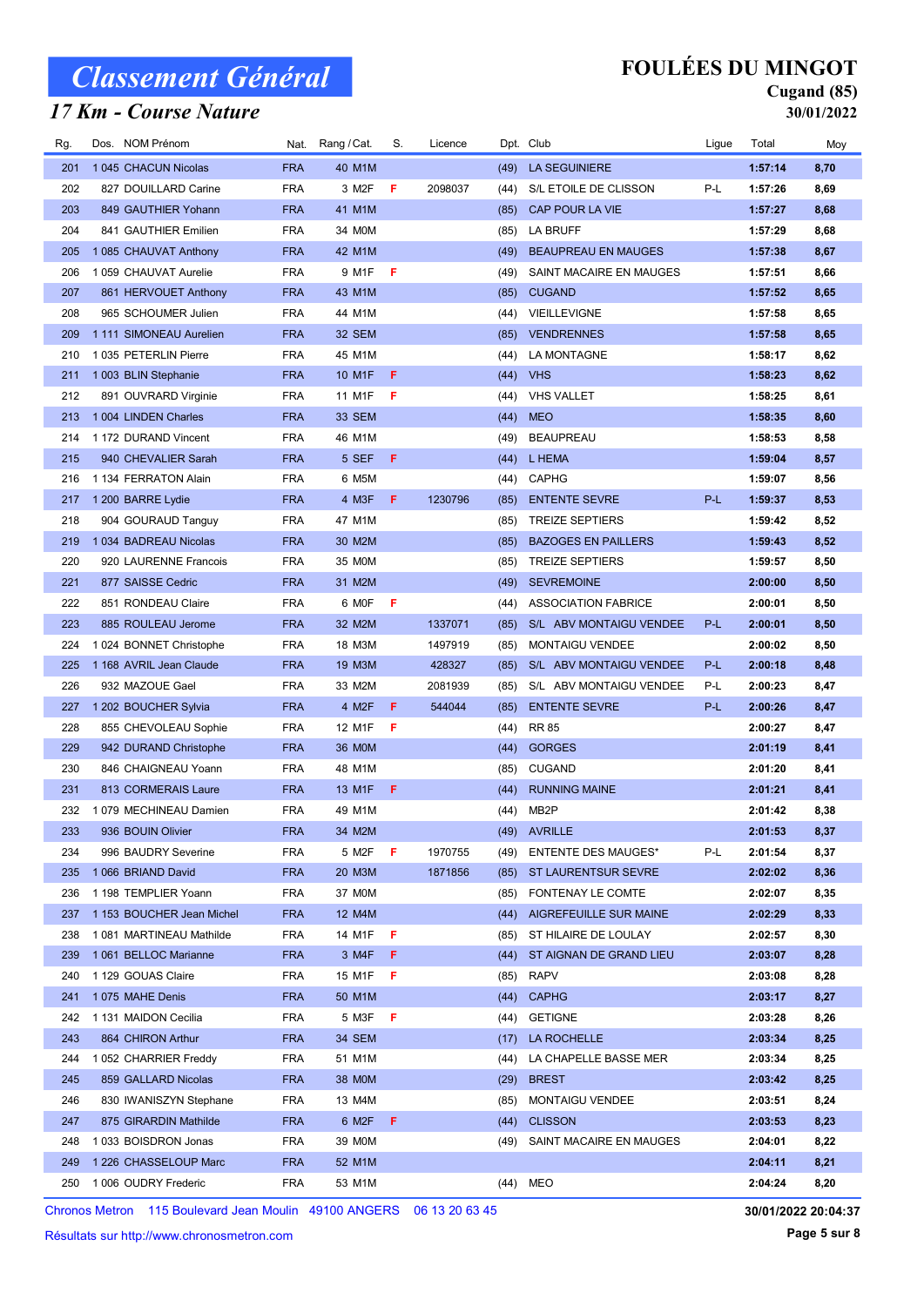# Classement Général

## 17 Km - Course Nature

# FOULÉES DU MINGOT

### Cugand (85)

### 30/01/2022

| Rg. | Dos. NOM Prénom | Nat. | Rang / Cat. | S. | Licence | Dpt. | Club | Ligue | Total | Moy |
|---|---|---|---|---|---|---|---|---|---|---|
| 201 | 1 045 CHACUN Nicolas | FRA | 40 M1M | | | (49) | LA SEGUINIERE | | 1:57:14 | 8,70 |
| 202 | 827 DOUILLARD Carine | FRA | 3 M2F | F | 2098037 | (44) | S/L ETOILE DE CLISSON | P-L | 1:57:26 | 8,69 |
| 203 | 849 GAUTHIER Yohann | FRA | 41 M1M | | | (85) | CAP POUR LA VIE | | 1:57:27 | 8,68 |
| 204 | 841 GAUTHIER Emilien | FRA | 34 M0M | | | (85) | LA BRUFF | | 1:57:29 | 8,68 |
| 205 | 1 085 CHAUVAT Anthony | FRA | 42 M1M | | | (49) | BEAUPREAU EN MAUGES | | 1:57:38 | 8,67 |
| 206 | 1 059 CHAUVAT Aurelie | FRA | 9 M1F | F | | (49) | SAINT MACAIRE EN MAUGES | | 1:57:51 | 8,66 |
| 207 | 861 HERVOUET Anthony | FRA | 43 M1M | | | (85) | CUGAND | | 1:57:52 | 8,65 |
| 208 | 965 SCHOUMER Julien | FRA | 44 M1M | | | (44) | VIEILLEVIGNE | | 1:57:58 | 8,65 |
| 209 | 1 111 SIMONEAU Aurelien | FRA | 32 SEM | | | (85) | VENDRENNES | | 1:57:58 | 8,65 |
| 210 | 1 035 PETERLIN Pierre | FRA | 45 M1M | | | (44) | LA MONTAGNE | | 1:58:17 | 8,62 |
| 211 | 1 003 BLIN Stephanie | FRA | 10 M1F | F | | (44) | VHS | | 1:58:23 | 8,62 |
| 212 | 891 OUVRARD Virginie | FRA | 11 M1F | F | | (44) | VHS VALLET | | 1:58:25 | 8,61 |
| 213 | 1 004 LINDEN Charles | FRA | 33 SEM | | | (44) | MEO | | 1:58:35 | 8,60 |
| 214 | 1 172 DURAND Vincent | FRA | 46 M1M | | | (49) | BEAUPREAU | | 1:58:53 | 8,58 |
| 215 | 940 CHEVALIER Sarah | FRA | 5 SEF | F | | (44) | L HEMA | | 1:59:04 | 8,57 |
| 216 | 1 134 FERRATON Alain | FRA | 6 M5M | | | (44) | CAPHG | | 1:59:07 | 8,56 |
| 217 | 1 200 BARRE Lydie | FRA | 4 M3F | F | 1230796 | (85) | ENTENTE SEVRE | P-L | 1:59:37 | 8,53 |
| 218 | 904 GOURAUD Tanguy | FRA | 47 M1M | | | (85) | TREIZE SEPTIERS | | 1:59:42 | 8,52 |
| 219 | 1 034 BADREAU Nicolas | FRA | 30 M2M | | | (85) | BAZOGES EN PAILLERS | | 1:59:43 | 8,52 |
| 220 | 920 LAURENNE Francois | FRA | 35 M0M | | | (85) | TREIZE SEPTIERS | | 1:59:57 | 8,50 |
| 221 | 877 SAISSE Cedric | FRA | 31 M2M | | | (49) | SEVREMOINE | | 2:00:00 | 8,50 |
| 222 | 851 RONDEAU Claire | FRA | 6 M0F | F | | (44) | ASSOCIATION FABRICE | | 2:00:01 | 8,50 |
| 223 | 885 ROULEAU Jerome | FRA | 32 M2M | | 1337071 | (85) | S/L ABV MONTAIGU VENDEE | P-L | 2:00:01 | 8,50 |
| 224 | 1 024 BONNET Christophe | FRA | 18 M3M | | 1497919 | (85) | MONTAIGU VENDEE | | 2:00:02 | 8,50 |
| 225 | 1 168 AVRIL Jean Claude | FRA | 19 M3M | | 428327 | (85) | S/L ABV MONTAIGU VENDEE | P-L | 2:00:18 | 8,48 |
| 226 | 932 MAZOUE Gael | FRA | 33 M2M | | 2081939 | (85) | S/L ABV MONTAIGU VENDEE | P-L | 2:00:23 | 8,47 |
| 227 | 1 202 BOUCHER Sylvia | FRA | 4 M2F | F | 544044 | (85) | ENTENTE SEVRE | P-L | 2:00:26 | 8,47 |
| 228 | 855 CHEVOLEAU Sophie | FRA | 12 M1F | F | | (44) | RR 85 | | 2:00:27 | 8,47 |
| 229 | 942 DURAND Christophe | FRA | 36 M0M | | | (44) | GORGES | | 2:01:19 | 8,41 |
| 230 | 846 CHAIGNEAU Yoann | FRA | 48 M1M | | | (85) | CUGAND | | 2:01:20 | 8,41 |
| 231 | 813 CORMERAIS Laure | FRA | 13 M1F | F | | (44) | RUNNING MAINE | | 2:01:21 | 8,41 |
| 232 | 1 079 MECHINEAU Damien | FRA | 49 M1M | | | (44) | MB2P | | 2:01:42 | 8,38 |
| 233 | 936 BOUIN Olivier | FRA | 34 M2M | | | (49) | AVRILLE | | 2:01:53 | 8,37 |
| 234 | 996 BAUDRY Severine | FRA | 5 M2F | F | 1970755 | (49) | ENTENTE DES MAUGES* | P-L | 2:01:54 | 8,37 |
| 235 | 1 066 BRIAND David | FRA | 20 M3M | | 1871856 | (85) | ST LAURENTSUR SEVRE | | 2:02:02 | 8,36 |
| 236 | 1 198 TEMPLIER Yoann | FRA | 37 M0M | | | (85) | FONTENAY LE COMTE | | 2:02:07 | 8,35 |
| 237 | 1 153 BOUCHER Jean Michel | FRA | 12 M4M | | | (44) | AIGREFEUILLE SUR MAINE | | 2:02:29 | 8,33 |
| 238 | 1 081 MARTINEAU Mathilde | FRA | 14 M1F | F | | (85) | ST HILAIRE DE LOULAY | | 2:02:57 | 8,30 |
| 239 | 1 061 BELLOC Marianne | FRA | 3 M4F | F | | (44) | ST AIGNAN DE GRAND LIEU | | 2:03:07 | 8,28 |
| 240 | 1 129 GOUAS Claire | FRA | 15 M1F | F | | (85) | RAPV | | 2:03:08 | 8,28 |
| 241 | 1 075 MAHE Denis | FRA | 50 M1M | | | (44) | CAPHG | | 2:03:17 | 8,27 |
| 242 | 1 131 MAIDON Cecilia | FRA | 5 M3F | F | | (44) | GETIGNE | | 2:03:28 | 8,26 |
| 243 | 864 CHIRON Arthur | FRA | 34 SEM | | | (17) | LA ROCHELLE | | 2:03:34 | 8,25 |
| 244 | 1 052 CHARRIER Freddy | FRA | 51 M1M | | | (44) | LA CHAPELLE BASSE MER | | 2:03:34 | 8,25 |
| 245 | 859 GALLARD Nicolas | FRA | 38 M0M | | | (29) | BREST | | 2:03:42 | 8,25 |
| 246 | 830 IWANISZYN Stephane | FRA | 13 M4M | | | (85) | MONTAIGU VENDEE | | 2:03:51 | 8,24 |
| 247 | 875 GIRARDIN Mathilde | FRA | 6 M2F | F | | (44) | CLISSON | | 2:03:53 | 8,23 |
| 248 | 1 033 BOISDRON Jonas | FRA | 39 M0M | | | (49) | SAINT MACAIRE EN MAUGES | | 2:04:01 | 8,22 |
| 249 | 1 226 CHASSELOUP Marc | FRA | 52 M1M | | | | | | 2:04:11 | 8,21 |
| 250 | 1 006 OUDRY Frederic | FRA | 53 M1M | | | (44) | MEO | | 2:04:24 | 8,20 |

Chronos Metron 115 Boulevard Jean Moulin 49100 ANGERS 06 13 20 63 45

Résultats sur http://www.chronosmetron.com

30/01/2022 20:04:37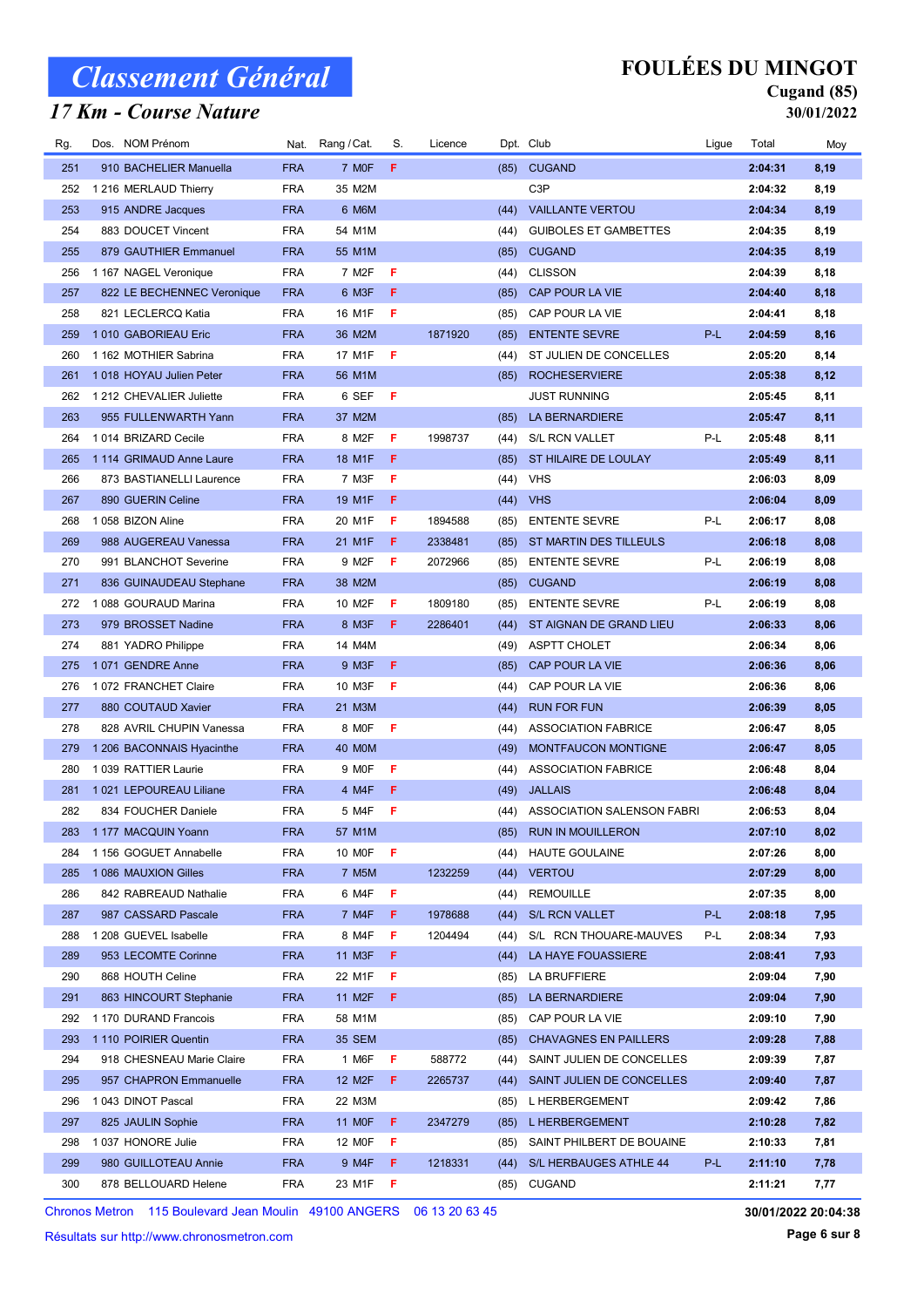# Classement Général

## 17 Km - Course Nature

# FOULÉES DU MINGOT

**Cugand (85)**

**30/01/2022**

| Rg. | Dos. | NOM Prénom | Nat. | Rang / Cat. | S. | Licence | Dpt. | Club | Ligue | Total | Moy |
|---|---|---|---|---|---|---|---|---|---|---|---|
| 251 | 910 | BACHELIER Manuella | FRA | 7 M0F | F | | (85) | CUGAND | | 2:04:31 | 8,19 |
| 252 | 1 216 | MERLAUD Thierry | FRA | 35 M2M | | | | C3P | | 2:04:32 | 8,19 |
| 253 | 915 | ANDRE Jacques | FRA | 6 M6M | | | (44) | VAILLANTE VERTOU | | 2:04:34 | 8,19 |
| 254 | 883 | DOUCET Vincent | FRA | 54 M1M | | | (44) | GUIBOLES ET GAMBETTES | | 2:04:35 | 8,19 |
| 255 | 879 | GAUTHIER Emmanuel | FRA | 55 M1M | | | (85) | CUGAND | | 2:04:35 | 8,19 |
| 256 | 1 167 | NAGEL Veronique | FRA | 7 M2F | F | | (44) | CLISSON | | 2:04:39 | 8,18 |
| 257 | 822 | LE BECHENNEC Veronique | FRA | 6 M3F | F | | (85) | CAP POUR LA VIE | | 2:04:40 | 8,18 |
| 258 | 821 | LECLERCQ Katia | FRA | 16 M1F | F | | (85) | CAP POUR LA VIE | | 2:04:41 | 8,18 |
| 259 | 1 010 | GABORIEAU Eric | FRA | 36 M2M | | 1871920 | (85) | ENTENTE SEVRE | P-L | 2:04:59 | 8,16 |
| 260 | 1 162 | MOTHIER Sabrina | FRA | 17 M1F | F | | (44) | ST JULIEN DE CONCELLES | | 2:05:20 | 8,14 |
| 261 | 1 018 | HOYAU Julien Peter | FRA | 56 M1M | | | (85) | ROCHESERVIERE | | 2:05:38 | 8,12 |
| 262 | 1 212 | CHEVALIER Juliette | FRA | 6 SEF | F | | | JUST RUNNING | | 2:05:45 | 8,11 |
| 263 | 955 | FULLENWARTH Yann | FRA | 37 M2M | | | (85) | LA BERNARDIERE | | 2:05:47 | 8,11 |
| 264 | 1 014 | BRIZARD Cecile | FRA | 8 M2F | F | 1998737 | (44) | S/L RCN VALLET | P-L | 2:05:48 | 8,11 |
| 265 | 1 114 | GRIMAUD Anne Laure | FRA | 18 M1F | F | | (85) | ST HILAIRE DE LOULAY | | 2:05:49 | 8,11 |
| 266 | 873 | BASTIANELLI Laurence | FRA | 7 M3F | F | | (44) | VHS | | 2:06:03 | 8,09 |
| 267 | 890 | GUERIN Celine | FRA | 19 M1F | F | | (44) | VHS | | 2:06:04 | 8,09 |
| 268 | 1 058 | BIZON Aline | FRA | 20 M1F | F | 1894588 | (85) | ENTENTE SEVRE | P-L | 2:06:17 | 8,08 |
| 269 | 988 | AUGEREAU Vanessa | FRA | 21 M1F | F | 2338481 | (85) | ST MARTIN DES TILLEULS | | 2:06:18 | 8,08 |
| 270 | 991 | BLANCHOT Severine | FRA | 9 M2F | F | 2072966 | (85) | ENTENTE SEVRE | P-L | 2:06:19 | 8,08 |
| 271 | 836 | GUINAUDEAU Stephane | FRA | 38 M2M | | | (85) | CUGAND | | 2:06:19 | 8,08 |
| 272 | 1 088 | GOURAUD Marina | FRA | 10 M2F | F | 1809180 | (85) | ENTENTE SEVRE | P-L | 2:06:19 | 8,08 |
| 273 | 979 | BROSSET Nadine | FRA | 8 M3F | F | 2286401 | (44) | ST AIGNAN DE GRAND LIEU | | 2:06:33 | 8,06 |
| 274 | 881 | YADRO Philippe | FRA | 14 M4M | | | (49) | ASPTT CHOLET | | 2:06:34 | 8,06 |
| 275 | 1 071 | GENDRE Anne | FRA | 9 M3F | F | | (85) | CAP POUR LA VIE | | 2:06:36 | 8,06 |
| 276 | 1 072 | FRANCHET Claire | FRA | 10 M3F | F | | (44) | CAP POUR LA VIE | | 2:06:36 | 8,06 |
| 277 | 880 | COUTAUD Xavier | FRA | 21 M3M | | | (44) | RUN FOR FUN | | 2:06:39 | 8,05 |
| 278 | 828 | AVRIL CHUPIN Vanessa | FRA | 8 M0F | F | | (44) | ASSOCIATION FABRICE | | 2:06:47 | 8,05 |
| 279 | 1 206 | BACONNAIS Hyacinthe | FRA | 40 M0M | | | (49) | MONTFAUCON MONTIGNE | | 2:06:47 | 8,05 |
| 280 | 1 039 | RATTIER Laurie | FRA | 9 M0F | F | | (44) | ASSOCIATION FABRICE | | 2:06:48 | 8,04 |
| 281 | 1 021 | LEPOUREAU Liliane | FRA | 4 M4F | F | | (49) | JALLAIS | | 2:06:48 | 8,04 |
| 282 | 834 | FOUCHER Daniele | FRA | 5 M4F | F | | (44) | ASSOCIATION SALENSON FABRI | | 2:06:53 | 8,04 |
| 283 | 1 177 | MACQUIN Yoann | FRA | 57 M1M | | | (85) | RUN IN MOUILLERON | | 2:07:10 | 8,02 |
| 284 | 1 156 | GOGUET Annabelle | FRA | 10 M0F | F | | (44) | HAUTE GOULAINE | | 2:07:26 | 8,00 |
| 285 | 1 086 | MAUXION Gilles | FRA | 7 M5M | | 1232259 | (44) | VERTOU | | 2:07:29 | 8,00 |
| 286 | 842 | RABREAUD Nathalie | FRA | 6 M4F | F | | (44) | REMOUILLE | | 2:07:35 | 8,00 |
| 287 | 987 | CASSARD Pascale | FRA | 7 M4F | F | 1978688 | (44) | S/L RCN VALLET | P-L | 2:08:18 | 7,95 |
| 288 | 1 208 | GUEVEL Isabelle | FRA | 8 M4F | F | 1204494 | (44) | S/L RCN THOUARE-MAUVES | P-L | 2:08:34 | 7,93 |
| 289 | 953 | LECOMTE Corinne | FRA | 11 M3F | F | | (44) | LA HAYE FOUASSIERE | | 2:08:41 | 7,93 |
| 290 | 868 | HOUTH Celine | FRA | 22 M1F | F | | (85) | LA BRUFFIERE | | 2:09:04 | 7,90 |
| 291 | 863 | HINCOURT Stephanie | FRA | 11 M2F | F | | (85) | LA BERNARDIERE | | 2:09:04 | 7,90 |
| 292 | 1 170 | DURAND Francois | FRA | 58 M1M | | | (85) | CAP POUR LA VIE | | 2:09:10 | 7,90 |
| 293 | 1 110 | POIRIER Quentin | FRA | 35 SEM | | | (85) | CHAVAGNES EN PAILLERS | | 2:09:28 | 7,88 |
| 294 | 918 | CHESNEAU Marie Claire | FRA | 1 M6F | F | 588772 | (44) | SAINT JULIEN DE CONCELLES | | 2:09:39 | 7,87 |
| 295 | 957 | CHAPRON Emmanuelle | FRA | 12 M2F | F | 2265737 | (44) | SAINT JULIEN DE CONCELLES | | 2:09:40 | 7,87 |
| 296 | 1 043 | DINOT Pascal | FRA | 22 M3M | | | (85) | L HERBERGEMENT | | 2:09:42 | 7,86 |
| 297 | 825 | JAULIN Sophie | FRA | 11 M0F | F | 2347279 | (85) | L HERBERGEMENT | | 2:10:28 | 7,82 |
| 298 | 1 037 | HONORE Julie | FRA | 12 M0F | F | | (85) | SAINT PHILBERT DE BOUAINE | | 2:10:33 | 7,81 |
| 299 | 980 | GUILLOTEAU Annie | FRA | 9 M4F | F | 1218331 | (44) | S/L HERBAUGES ATHLE 44 | P-L | 2:11:10 | 7,78 |
| 300 | 878 | BELLOUARD Helene | FRA | 23 M1F | F | | (85) | CUGAND | | 2:11:21 | 7,77 |

Chronos Metron 115 Boulevard Jean Moulin 49100 ANGERS 06 13 20 63 45

Résultats sur http://www.chronosmetron.com

30/01/2022 20:04:38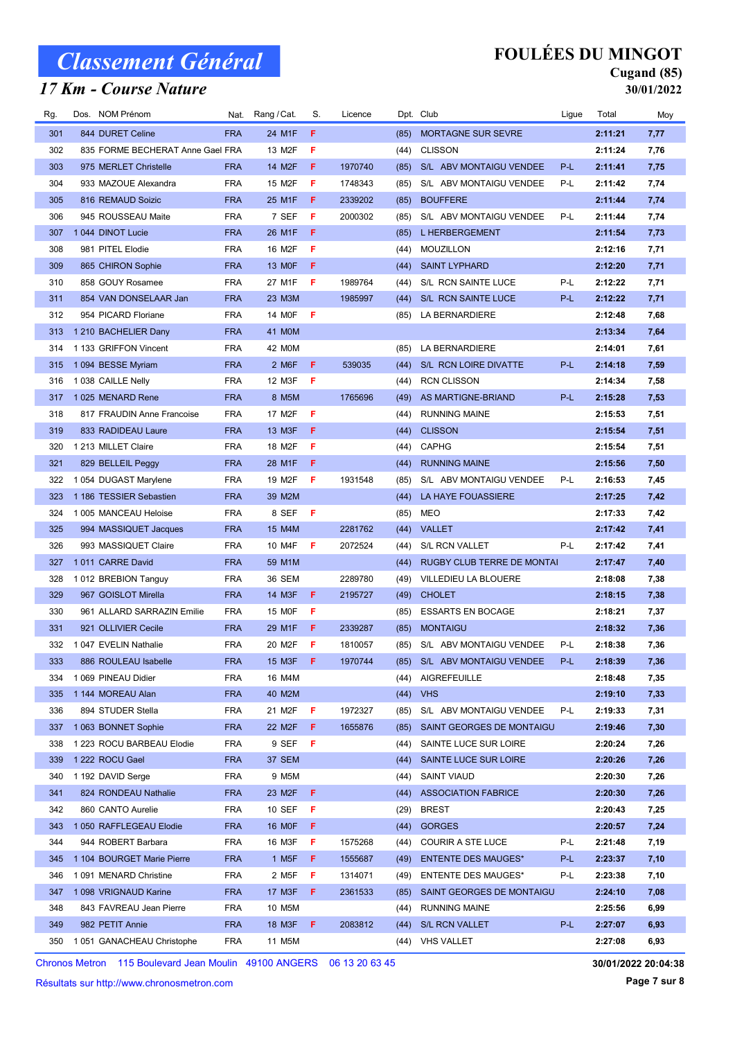# Classement Général

## 17 Km - Course Nature

**FOULÉES DU MINGOT**
**Cugand (85)**
**30/01/2022**

| Rg. | Dos. | NOM Prénom | Nat. | Rang / Cat. | S. | Licence | Dpt. | Club | Ligue | Total | Moy |
|---|---|---|---|---|---|---|---|---|---|---|---|
| 301 | 844 | DURET Celine | FRA | 24 M1F | F | | (85) | MORTAGNE SUR SEVRE | | 2:11:21 | 7,77 |
| 302 | 835 | FORME BECHERAT Anne Gael | FRA | 13 M2F | F | | (44) | CLISSON | | 2:11:24 | 7,76 |
| 303 | 975 | MERLET Christelle | FRA | 14 M2F | F | 1970740 | (85) | S/L ABV MONTAIGU VENDEE | P-L | 2:11:41 | 7,75 |
| 304 | 933 | MAZOUE Alexandra | FRA | 15 M2F | F | 1748343 | (85) | S/L ABV MONTAIGU VENDEE | P-L | 2:11:42 | 7,74 |
| 305 | 816 | REMAUD Soizic | FRA | 25 M1F | F | 2339202 | (85) | BOUFFERE | | 2:11:44 | 7,74 |
| 306 | 945 | ROUSSEAU Maite | FRA | 7 SEF | F | 2000302 | (85) | S/L ABV MONTAIGU VENDEE | P-L | 2:11:44 | 7,74 |
| 307 | 1 044 | DINOT Lucie | FRA | 26 M1F | F | | (85) | L HERBERGEMENT | | 2:11:54 | 7,73 |
| 308 | 981 | PITEL Elodie | FRA | 16 M2F | F | | (44) | MOUZILLON | | 2:12:16 | 7,71 |
| 309 | 865 | CHIRON Sophie | FRA | 13 M0F | F | | (44) | SAINT LYPHARD | | 2:12:20 | 7,71 |
| 310 | 858 | GOUY Rosamee | FRA | 27 M1F | F | 1989764 | (44) | S/L RCN SAINTE LUCE | P-L | 2:12:22 | 7,71 |
| 311 | 854 | VAN DONSELAAR Jan | FRA | 23 M3M | | 1985997 | (44) | S/L RCN SAINTE LUCE | P-L | 2:12:22 | 7,71 |
| 312 | 954 | PICARD Floriane | FRA | 14 M0F | F | | (85) | LA BERNARDIERE | | 2:12:48 | 7,68 |
| 313 | 1 210 | BACHELIER Dany | FRA | 41 M0M | | | | | | 2:13:34 | 7,64 |
| 314 | 1 133 | GRIFFON Vincent | FRA | 42 M0M | | | (85) | LA BERNARDIERE | | 2:14:01 | 7,61 |
| 315 | 1 094 | BESSE Myriam | FRA | 2 M6F | F | 539035 | (44) | S/L RCN LOIRE DIVATTE | P-L | 2:14:18 | 7,59 |
| 316 | 1 038 | CAILLE Nelly | FRA | 12 M3F | F | | (44) | RCN CLISSON | | 2:14:34 | 7,58 |
| 317 | 1 025 | MENARD Rene | FRA | 8 M5M | | 1765696 | (49) | AS MARTIGNE-BRIAND | P-L | 2:15:28 | 7,53 |
| 318 | 817 | FRAUDIN Anne Francoise | FRA | 17 M2F | F | | (44) | RUNNING MAINE | | 2:15:53 | 7,51 |
| 319 | 833 | RADIDEAU Laure | FRA | 13 M3F | F | | (44) | CLISSON | | 2:15:54 | 7,51 |
| 320 | 1 213 | MILLET Claire | FRA | 18 M2F | F | | (44) | CAPHG | | 2:15:54 | 7,51 |
| 321 | 829 | BELLEIL Peggy | FRA | 28 M1F | F | | (44) | RUNNING MAINE | | 2:15:56 | 7,50 |
| 322 | 1 054 | DUGAST Marylene | FRA | 19 M2F | F | 1931548 | (85) | S/L ABV MONTAIGU VENDEE | P-L | 2:16:53 | 7,45 |
| 323 | 1 186 | TESSIER Sebastien | FRA | 39 M2M | | | (44) | LA HAYE FOUASSIERE | | 2:17:25 | 7,42 |
| 324 | 1 005 | MANCEAU Heloise | FRA | 8 SEF | F | | (85) | MEO | | 2:17:33 | 7,42 |
| 325 | 994 | MASSIQUET Jacques | FRA | 15 M4M | | 2281762 | (44) | VALLET | | 2:17:42 | 7,41 |
| 326 | 993 | MASSIQUET Claire | FRA | 10 M4F | F | 2072524 | (44) | S/L RCN VALLET | P-L | 2:17:42 | 7,41 |
| 327 | 1 011 | CARRE David | FRA | 59 M1M | | | (44) | RUGBY CLUB TERRE DE MONTAI | | 2:17:47 | 7,40 |
| 328 | 1 012 | BREBION Tanguy | FRA | 36 SEM | | 2289780 | (49) | VILLEDIEU LA BLOUERE | | 2:18:08 | 7,38 |
| 329 | 967 | GOISLOT Mirella | FRA | 14 M3F | F | 2195727 | (49) | CHOLET | | 2:18:15 | 7,38 |
| 330 | 961 | ALLARD SARRAZIN Emilie | FRA | 15 M0F | F | | (85) | ESSARTS EN BOCAGE | | 2:18:21 | 7,37 |
| 331 | 921 | OLLIVIER Cecile | FRA | 29 M1F | F | 2339287 | (85) | MONTAIGU | | 2:18:32 | 7,36 |
| 332 | 1 047 | EVELIN Nathalie | FRA | 20 M2F | F | 1810057 | (85) | S/L ABV MONTAIGU VENDEE | P-L | 2:18:38 | 7,36 |
| 333 | 886 | ROULEAU Isabelle | FRA | 15 M3F | F | 1970744 | (85) | S/L ABV MONTAIGU VENDEE | P-L | 2:18:39 | 7,36 |
| 334 | 1 069 | PINEAU Didier | FRA | 16 M4M | | | (44) | AIGREFEUILLE | | 2:18:48 | 7,35 |
| 335 | 1 144 | MOREAU Alan | FRA | 40 M2M | | | (44) | VHS | | 2:19:10 | 7,33 |
| 336 | 894 | STUDER Stella | FRA | 21 M2F | F | 1972327 | (85) | S/L ABV MONTAIGU VENDEE | P-L | 2:19:33 | 7,31 |
| 337 | 1 063 | BONNET Sophie | FRA | 22 M2F | F | 1655876 | (85) | SAINT GEORGES DE MONTAIGU | | 2:19:46 | 7,30 |
| 338 | 1 223 | ROCU BARBEAU Elodie | FRA | 9 SEF | F | | (44) | SAINTE LUCE SUR LOIRE | | 2:20:24 | 7,26 |
| 339 | 1 222 | ROCU Gael | FRA | 37 SEM | | | (44) | SAINTE LUCE SUR LOIRE | | 2:20:26 | 7,26 |
| 340 | 1 192 | DAVID Serge | FRA | 9 M5M | | | (44) | SAINT VIAUD | | 2:20:30 | 7,26 |
| 341 | 824 | RONDEAU Nathalie | FRA | 23 M2F | F | | (44) | ASSOCIATION FABRICE | | 2:20:30 | 7,26 |
| 342 | 860 | CANTO Aurelie | FRA | 10 SEF | F | | (29) | BREST | | 2:20:43 | 7,25 |
| 343 | 1 050 | RAFFLEGEAU Elodie | FRA | 16 M0F | F | | (44) | GORGES | | 2:20:57 | 7,24 |
| 344 | 944 | ROBERT Barbara | FRA | 16 M3F | F | 1575268 | (44) | COURIR A STE LUCE | P-L | 2:21:48 | 7,19 |
| 345 | 1 104 | BOURGET Marie Pierre | FRA | 1 M5F | F | 1555687 | (49) | ENTENTE DES MAUGES* | P-L | 2:23:37 | 7,10 |
| 346 | 1 091 | MENARD Christine | FRA | 2 M5F | F | 1314071 | (49) | ENTENTE DES MAUGES* | P-L | 2:23:38 | 7,10 |
| 347 | 1 098 | VRIGNAUD Karine | FRA | 17 M3F | F | 2361533 | (85) | SAINT GEORGES DE MONTAIGU | | 2:24:10 | 7,08 |
| 348 | 843 | FAVREAU Jean Pierre | FRA | 10 M5M | | | (44) | RUNNING MAINE | | 2:25:56 | 6,99 |
| 349 | 982 | PETIT Annie | FRA | 18 M3F | F | 2083812 | (44) | S/L RCN VALLET | P-L | 2:27:07 | 6,93 |
| 350 | 1 051 | GANACHEAU Christophe | FRA | 11 M5M | | | (44) | VHS VALLET | | 2:27:08 | 6,93 |

Chronos Metron 115 Boulevard Jean Moulin 49100 ANGERS 06 13 20 63 45

Résultats sur http://www.chronosmetron.com

30/01/2022 20:04:38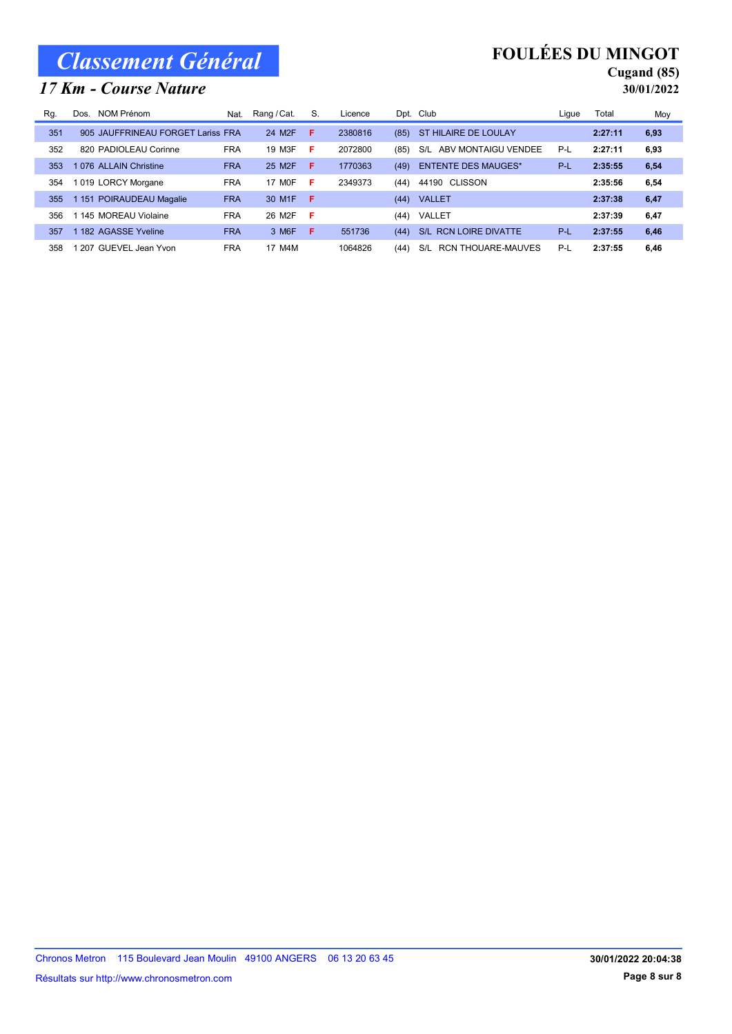# Classement Général

## 17 Km - Course Nature

**FOULÉES DU MINGOT**
**Cugand (85)**
**30/01/2022**

| Rg. | Dos. | NOM Prénom | Nat. | Rang / Cat. | S. | Licence | Dpt. | Club | Ligue | Total | Moy |
|---|---|---|---|---|---|---|---|---|---|---|---|
| 351 | 905 | JAUFFRINEAU FORGET Lariss | FRA | 24 M2F | F | 2380816 | (85) | ST HILAIRE DE LOULAY | | **2:27:11** | **6,93** |
| 352 | 820 | PADIOLEAU Corinne | FRA | 19 M3F | F | 2072800 | (85) | S/L ABV MONTAIGU VENDEE | P-L | **2:27:11** | **6,93** |
| 353 | 1 076 | ALLAIN Christine | FRA | 25 M2F | F | 1770363 | (49) | ENTENTE DES MAUGES* | P-L | **2:35:55** | **6,54** |
| 354 | 1 019 | LORCY Morgane | FRA | 17 M0F | F | 2349373 | (44) | 44190 CLISSON | | **2:35:56** | **6,54** |
| 355 | 1 151 | POIRAUDEAU Magalie | FRA | 30 M1F | F | | (44) | VALLET | | **2:37:38** | **6,47** |
| 356 | 1 145 | MOREAU Violaine | FRA | 26 M2F | F | | (44) | VALLET | | **2:37:39** | **6,47** |
| 357 | 1 182 | AGASSE Yveline | FRA | 3 M6F | F | 551736 | (44) | S/L RCN LOIRE DIVATTE | P-L | **2:37:55** | **6,46** |
| 358 | 1 207 | GUEVEL Jean Yvon | FRA | 17 M4M | | 1064826 | (44) | S/L RCN THOUARE-MAUVES | P-L | **2:37:55** | **6,46** |

Chronos Metron 115 Boulevard Jean Moulin 49100 ANGERS 06 13 20 63 45

Résultats sur http://www.chronosmetron.com

**30/01/2022 20:04:38**